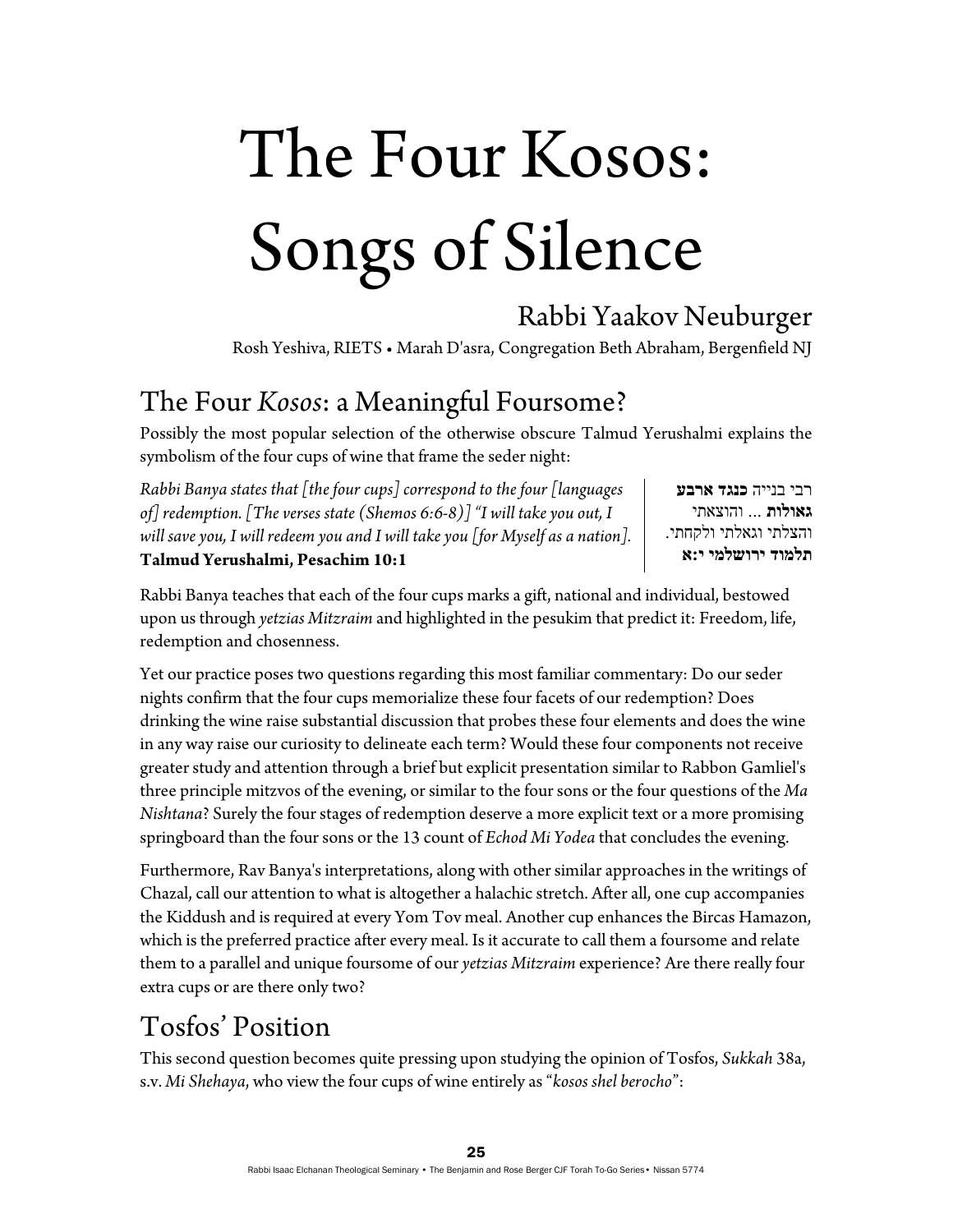# The Four Kosos: Songs of Silence

## Rabbi Yaakov Neuburger

Rosh Yeshiva, RIETS • Marah D'asra, Congregation Beth Abraham, Bergenfield NJ

## The Four *Kosos*: a Meaningful Foursome?

Possibly the most popular selection of the otherwise obscure Talmud Yerushalmi explains the symbolism of the four cups of wine that frame the seder night:

*Rabbi Banya states that [the four cups] correspond to the four [languages of] redemption. [The verses state (Shemos 6:6-8)] "I will take you out, I will save you, I will redeem you and I will take you [for Myself as a nation].*
**Talmud Yerushalmi, Pesachim 10:1**

רבי בנייה **כנגד ארבע גאולות** ... והוצאתי והצלתי וגאלתי ולקחתי.
**תלמוד ירושלמי י:א**

Rabbi Banya teaches that each of the four cups marks a gift, national and individual, bestowed upon us through *yetzias Mitzraim* and highlighted in the pesukim that predict it: Freedom, life, redemption and chosenness.

Yet our practice poses two questions regarding this most familiar commentary: Do our seder nights confirm that the four cups memorialize these four facets of our redemption? Does drinking the wine raise substantial discussion that probes these four elements and does the wine in any way raise our curiosity to delineate each term? Would these four components not receive greater study and attention through a brief but explicit presentation similar to Rabbon Gamliel's three principle mitzvos of the evening, or similar to the four sons or the four questions of the *Ma Nishtana*? Surely the four stages of redemption deserve a more explicit text or a more promising springboard than the four sons or the 13 count of *Echod Mi Yodea* that concludes the evening.

Furthermore, Rav Banya's interpretations, along with other similar approaches in the writings of Chazal, call our attention to what is altogether a halachic stretch. After all, one cup accompanies the Kiddush and is required at every Yom Tov meal. Another cup enhances the Bircas Hamazon, which is the preferred practice after every meal. Is it accurate to call them a foursome and relate them to a parallel and unique foursome of our *yetzias Mitzraim* experience? Are there really four extra cups or are there only two?

## Tosfos' Position

This second question becomes quite pressing upon studying the opinion of Tosfos, *Sukkah* 38a, s.v. *Mi Shehaya*, who view the four cups of wine entirely as "*kosos shel berocho*":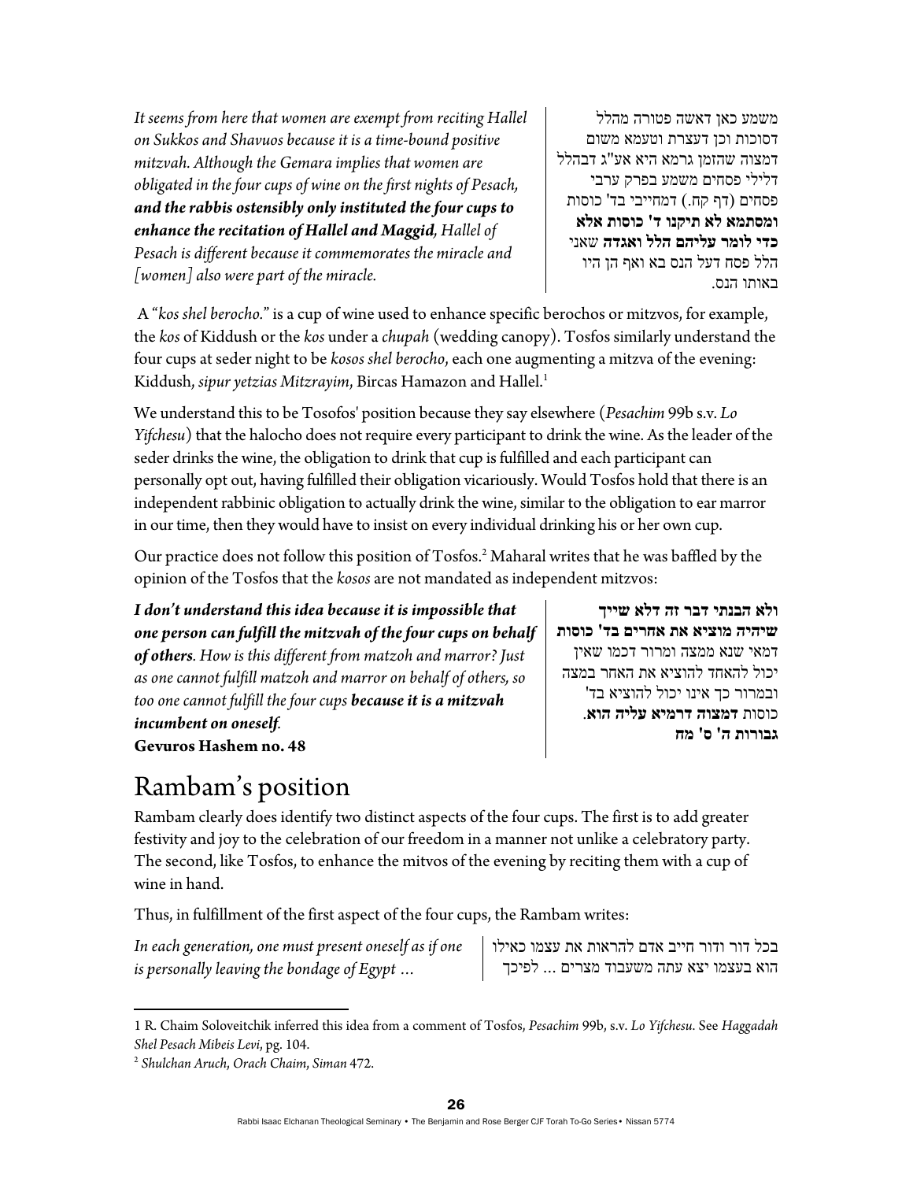*It seems from here that women are exempt from reciting Hallel on Sukkos and Shavuos because it is a time-bound positive mitzvah. Although the Gemara implies that women are obligated in the four cups of wine on the first nights of Pesach,* ***and the rabbis ostensibly only instituted the four cups to enhance the recitation of Hallel and Maggid****, Hallel of Pesach is different because it commemorates the miracle and [women] also were part of the miracle.*

משמע כאן דאשה פטורה מהלל דסוכות וכן דעצרת וטעמא משום דמצוה שהזמן גרמא היא אע"ג דבהלל דלילי פסחים משמע בפרק ערבי פסחים (דף קח.) דמחייבי בד' כוסות **ומסתמא לא תיקנו ד' כוסות אלא כדי לומר עליהם הלל ואגדה** שאני הלל פסח דעל הנס בא ואף הן היו באותו הנס.

A "*kos shel berocho.*" is a cup of wine used to enhance specific berochos or mitzvos, for example, the *kos* of Kiddush or the *kos* under a *chupah* (wedding canopy). Tosfos similarly understand the four cups at seder night to be *kosos shel berocho*, each one augmenting a mitzva of the evening: Kiddush, *sipur yetzias Mitzrayim*, Bircas Hamazon and Hallel.[1]

We understand this to be Tosofos' position because they say elsewhere (*Pesachim* 99b s.v. *Lo Yifchesu*) that the halocho does not require every participant to drink the wine. As the leader of the seder drinks the wine, the obligation to drink that cup is fulfilled and each participant can personally opt out, having fulfilled their obligation vicariously. Would Tosfos hold that there is an independent rabbinic obligation to actually drink the wine, similar to the obligation to ear marror in our time, then they would have to insist on every individual drinking his or her own cup.

Our practice does not follow this position of Tosfos.[2] Maharal writes that he was baffled by the opinion of the Tosfos that the *kosos* are not mandated as independent mitzvos:

***I don't understand this idea because it is impossible that one person can fulfill the mitzvah of the four cups on behalf of others****. How is this different from matzoh and marror? Just as one cannot fulfill matzoh and marror on behalf of others, so too one cannot fulfill the four cups* ***because it is a mitzvah incumbent on oneself****.*
**Gevuros Hashem no. 48**

**ולא הבנתי דבר זה דלא שייך שיהיה מוציא את אחרים בד' כוסות** דמאי שנא ממצה ומרור דכמו שאין יכול להאחד להוציא את האחר במצה ובמרור כך אינו יכול להוציא בד' כוסות **דמצוה דרמיא עליה הוא**.
**גבורות ה' ס' מח**

# Rambam's position

Rambam clearly does identify two distinct aspects of the four cups. The first is to add greater festivity and joy to the celebration of our freedom in a manner not unlike a celebratory party. The second, like Tosfos, to enhance the mitvos of the evening by reciting them with a cup of wine in hand.

Thus, in fulfillment of the first aspect of the four cups, the Rambam writes:

*In each generation, one must present oneself as if one is personally leaving the bondage of Egypt …*

בכל דור ודור חייב אדם להראות את עצמו כאילו הוא בעצמו יצא עתה משעבוד מצרים ... לפיכך

---

1 R. Chaim Soloveitchik inferred this idea from a comment of Tosfos, *Pesachim* 99b, s.v. *Lo Yifchesu*. See *Haggadah Shel Pesach Mibeis Levi*, pg. 104.

2 *Shulchan Aruch, Orach Chaim, Siman* 472.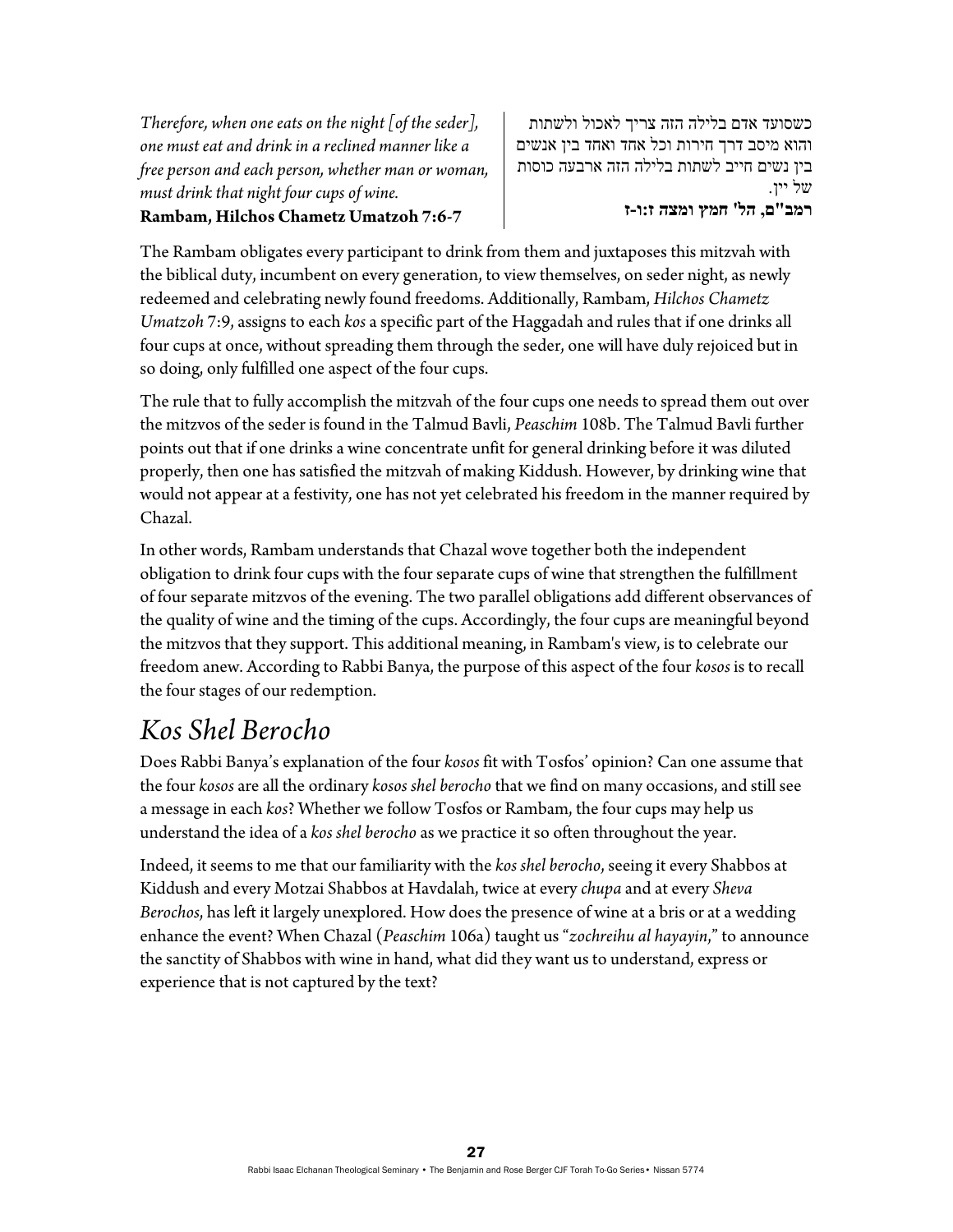*Therefore, when one eats on the night [of the seder], one must eat and drink in a reclined manner like a free person and each person, whether man or woman, must drink that night four cups of wine.*
**Rambam, Hilchos Chametz Umatzoh 7:6-7**

כשסועד אדם בלילה הזה צריך לאכול ולשתות והוא מיסב דרך חירות וכל אחד ואחד בין אנשים בין נשים חייב לשתות בלילה הזה ארבעה כוסות של יין.
**רמב"ם, הל' חמץ ומצה ז:ו-ז**

The Rambam obligates every participant to drink from them and juxtaposes this mitzvah with the biblical duty, incumbent on every generation, to view themselves, on seder night, as newly redeemed and celebrating newly found freedoms. Additionally, Rambam, *Hilchos Chametz Umatzoh* 7:9, assigns to each *kos* a specific part of the Haggadah and rules that if one drinks all four cups at once, without spreading them through the seder, one will have duly rejoiced but in so doing, only fulfilled one aspect of the four cups.

The rule that to fully accomplish the mitzvah of the four cups one needs to spread them out over the mitzvos of the seder is found in the Talmud Bavli, *Peaschim* 108b. The Talmud Bavli further points out that if one drinks a wine concentrate unfit for general drinking before it was diluted properly, then one has satisfied the mitzvah of making Kiddush. However, by drinking wine that would not appear at a festivity, one has not yet celebrated his freedom in the manner required by Chazal.

In other words, Rambam understands that Chazal wove together both the independent obligation to drink four cups with the four separate cups of wine that strengthen the fulfillment of four separate mitzvos of the evening. The two parallel obligations add different observances of the quality of wine and the timing of the cups. Accordingly, the four cups are meaningful beyond the mitzvos that they support. This additional meaning, in Rambam's view, is to celebrate our freedom anew. According to Rabbi Banya, the purpose of this aspect of the four *kosos* is to recall the four stages of our redemption.

## *Kos Shel Berocho*

Does Rabbi Banya's explanation of the four *kosos* fit with Tosfos' opinion? Can one assume that the four *kosos* are all the ordinary *kosos shel berocho* that we find on many occasions, and still see a message in each *kos*? Whether we follow Tosfos or Rambam, the four cups may help us understand the idea of a *kos shel berocho* as we practice it so often throughout the year.

Indeed, it seems to me that our familiarity with the *kos shel berocho*, seeing it every Shabbos at Kiddush and every Motzai Shabbos at Havdalah, twice at every *chupa* and at every *Sheva Berochos*, has left it largely unexplored. How does the presence of wine at a bris or at a wedding enhance the event? When Chazal (*Peaschim* 106a) taught us "*zochreihu al hayayin*," to announce the sanctity of Shabbos with wine in hand, what did they want us to understand, express or experience that is not captured by the text?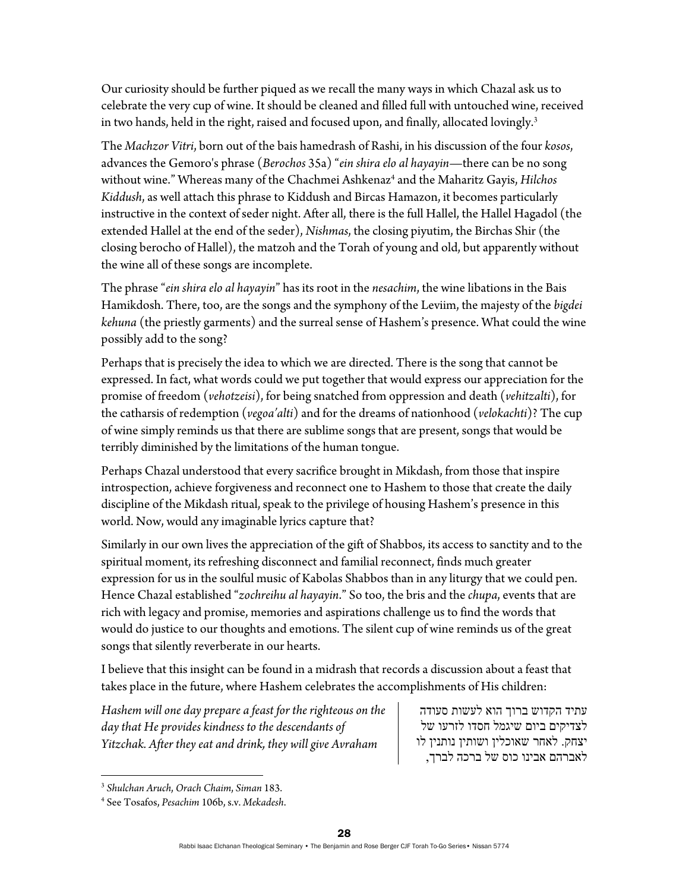Our curiosity should be further piqued as we recall the many ways in which Chazal ask us to celebrate the very cup of wine. It should be cleaned and filled full with untouched wine, received in two hands, held in the right, raised and focused upon, and finally, allocated lovingly.[3]

The *Machzor Vitri*, born out of the bais hamedrash of Rashi, in his discussion of the four *kosos*, advances the Gemoro's phrase (*Berochos* 35a) "*ein shira elo al hayayin*—there can be no song without wine." Whereas many of the Chachmei Ashkenaz[4] and the Maharitz Gayis, *Hilchos Kiddush*, as well attach this phrase to Kiddush and Bircas Hamazon, it becomes particularly instructive in the context of seder night. After all, there is the full Hallel, the Hallel Hagadol (the extended Hallel at the end of the seder), *Nishmas*, the closing piyutim, the Birchas Shir (the closing berocho of Hallel), the matzoh and the Torah of young and old, but apparently without the wine all of these songs are incomplete.

The phrase "*ein shira elo al hayayin*" has its root in the *nesachim*, the wine libations in the Bais Hamikdosh. There, too, are the songs and the symphony of the Leviim, the majesty of the *bigdei kehuna* (the priestly garments) and the surreal sense of Hashem's presence. What could the wine possibly add to the song?

Perhaps that is precisely the idea to which we are directed. There is the song that cannot be expressed. In fact, what words could we put together that would express our appreciation for the promise of freedom (*vehotzeisi*), for being snatched from oppression and death (*vehitzalti*), for the catharsis of redemption (*vegoa'alti*) and for the dreams of nationhood (*velokachti*)? The cup of wine simply reminds us that there are sublime songs that are present, songs that would be terribly diminished by the limitations of the human tongue.

Perhaps Chazal understood that every sacrifice brought in Mikdash, from those that inspire introspection, achieve forgiveness and reconnect one to Hashem to those that create the daily discipline of the Mikdash ritual, speak to the privilege of housing Hashem's presence in this world. Now, would any imaginable lyrics capture that?

Similarly in our own lives the appreciation of the gift of Shabbos, its access to sanctity and to the spiritual moment, its refreshing disconnect and familial reconnect, finds much greater expression for us in the soulful music of Kabolas Shabbos than in any liturgy that we could pen. Hence Chazal established "*zochreihu al hayayin*." So too, the bris and the *chupa*, events that are rich with legacy and promise, memories and aspirations challenge us to find the words that would do justice to our thoughts and emotions. The silent cup of wine reminds us of the great songs that silently reverberate in our hearts.

I believe that this insight can be found in a midrash that records a discussion about a feast that takes place in the future, where Hashem celebrates the accomplishments of His children:

| | |
|---|---|
| *Hashem will one day prepare a feast for the righteous on the day that He provides kindness to the descendants of Yitzchak. After they eat and drink, they will give Avraham* | עתיד הקדוש ברוך הוא לעשות סעודה לצדיקים ביום שיגמל חסדו לזרעו של יצחק. לאחר שאוכלין ושותין נותנין לו לאברהם אבינו כוס של ברכה לברך, |

[3] *Shulchan Aruch*, *Orach Chaim*, *Siman* 183.

[4] See Tosafos, *Pesachim* 106b, s.v. *Mekadesh*.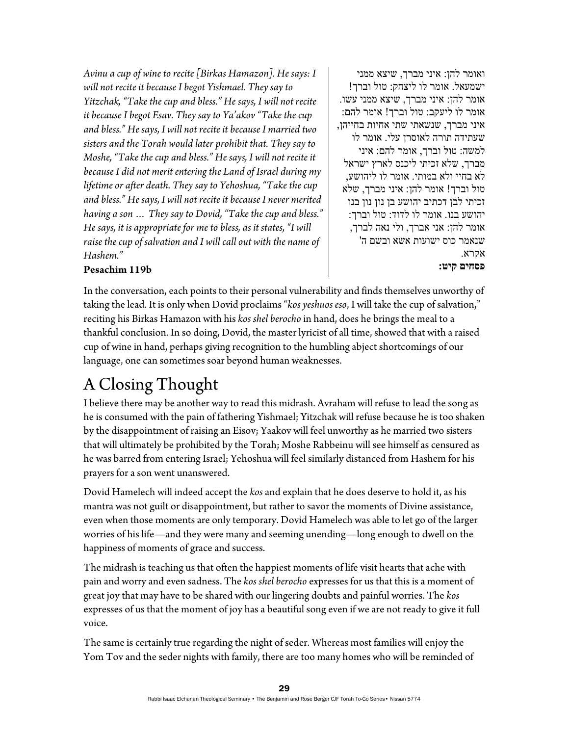*Avinu a cup of wine to recite [Birkas Hamazon]. He says: I will not recite it because I begot Yishmael. They say to Yitzchak, "Take the cup and bless." He says, I will not recite it because I begot Esav. They say to Ya'akov "Take the cup and bless." He says, I will not recite it because I married two sisters and the Torah would later prohibit that. They say to Moshe, "Take the cup and bless." He says, I will not recite it because I did not merit entering the Land of Israel during my lifetime or after death. They say to Yehoshua, "Take the cup and bless." He says, I will not recite it because I never merited having a son … They say to Dovid, "Take the cup and bless." He says, it is appropriate for me to bless, as it states, "I will raise the cup of salvation and I will call out with the name of Hashem."*

**Pesachim 119b**

ואומר להן: איני מברך, שיצא ממני ישמעאל. אומר לו ליצחק: טול וברך! אומר להן: איני מברך, שיצא ממני עשו. אומר לו ליעקב: טול וברך! אומר להם: איני מברך, שנשאתי שתי אחיות בחייהן, שעתידה תורה לאוסרן עלי. אומר לו למשה: טול וברך, אומר להם: איני מברך, שלא זכיתי ליכנס לארץ ישראל לא בחיי ולא במותי. אומר לו ליהושע, טול וברך! אומר להן: איני מברך, שלא זכיתי לבן דכתיב יהושע בן נון נון בנו יהושע בנו. אומר לו לדוד: טול וברך: אומר להן: אני אברך, ולי נאה לברך, שנאמר כוס ישועות אשא ובשם ה' אקרא.

**פסחים קיט:**

In the conversation, each points to their personal vulnerability and finds themselves unworthy of taking the lead. It is only when Dovid proclaims "*kos yeshuos eso*, I will take the cup of salvation," reciting his Birkas Hamazon with his *kos shel berocho* in hand, does he brings the meal to a thankful conclusion. In so doing, Dovid, the master lyricist of all time, showed that with a raised cup of wine in hand, perhaps giving recognition to the humbling abject shortcomings of our language, one can sometimes soar beyond human weaknesses.

# A Closing Thought

I believe there may be another way to read this midrash. Avraham will refuse to lead the song as he is consumed with the pain of fathering Yishmael; Yitzchak will refuse because he is too shaken by the disappointment of raising an Eisov; Yaakov will feel unworthy as he married two sisters that will ultimately be prohibited by the Torah; Moshe Rabbeinu will see himself as censured as he was barred from entering Israel; Yehoshua will feel similarly distanced from Hashem for his prayers for a son went unanswered.

Dovid Hamelech will indeed accept the *kos* and explain that he does deserve to hold it, as his mantra was not guilt or disappointment, but rather to savor the moments of Divine assistance, even when those moments are only temporary. Dovid Hamelech was able to let go of the larger worries of his life—and they were many and seeming unending—long enough to dwell on the happiness of moments of grace and success.

The midrash is teaching us that often the happiest moments of life visit hearts that ache with pain and worry and even sadness. The *kos shel berocho* expresses for us that this is a moment of great joy that may have to be shared with our lingering doubts and painful worries. The *kos* expresses of us that the moment of joy has a beautiful song even if we are not ready to give it full voice.

The same is certainly true regarding the night of seder. Whereas most families will enjoy the Yom Tov and the seder nights with family, there are too many homes who will be reminded of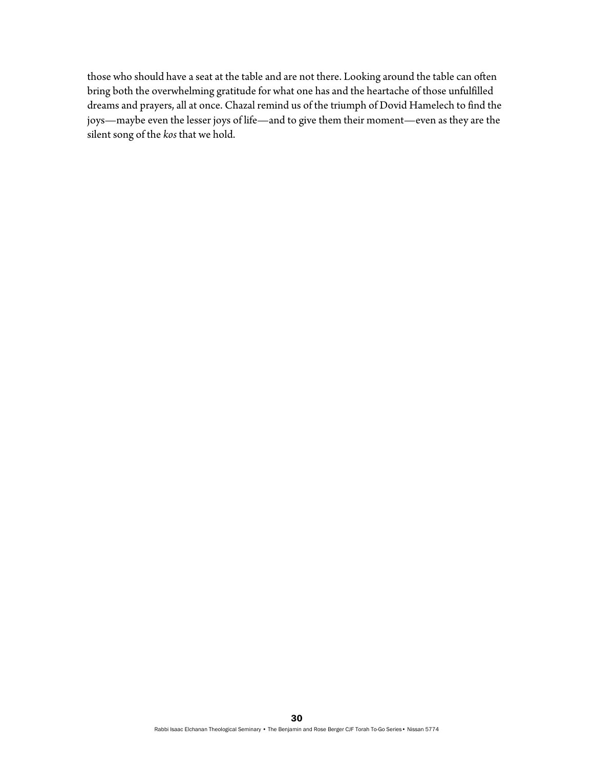those who should have a seat at the table and are not there. Looking around the table can often bring both the overwhelming gratitude for what one has and the heartache of those unfulfilled dreams and prayers, all at once. Chazal remind us of the triumph of Dovid Hamelech to find the joys—maybe even the lesser joys of life—and to give them their moment—even as they are the silent song of the *kos* that we hold.